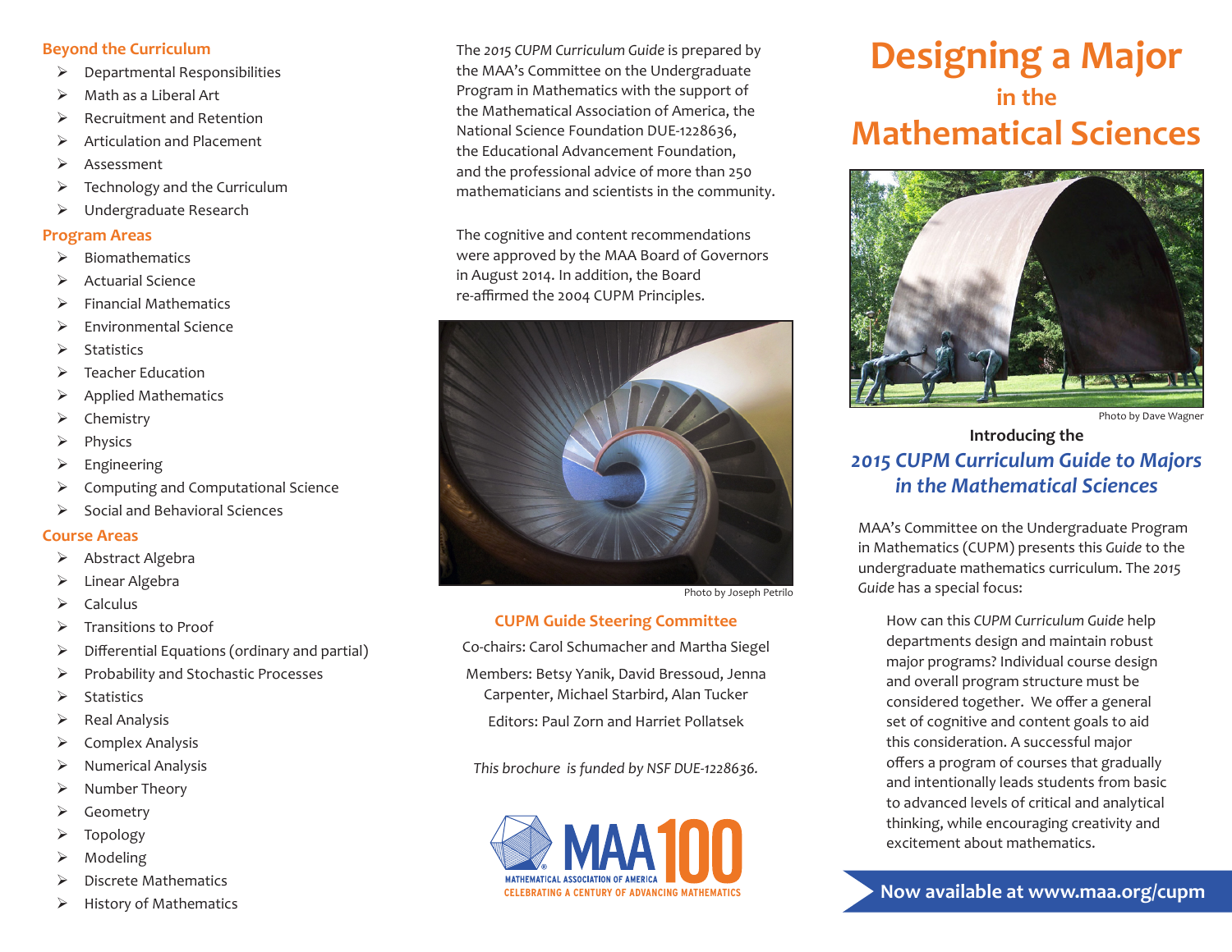## Beyond the Curriculum

- Departmental Responsibilities
- Math as a Liberal Art
- Recruitment and Retention
- Articulation and Placement
- Assessment
- Technology and the Curriculum
- Undergraduate Research

## Program Areas

- Biomathematics
- Actuarial Science
- Financial Mathematics
- Environmental Science
- Statistics
- Teacher Education
- Applied Mathematics
- Chemistry
- Physics
- Engineering
- Computing and Computational Science
- Social and Behavioral Sciences

## Course Areas

- Abstract Algebra
- Linear Algebra
- Calculus
- Transitions to Proof
- Differential Equations (ordinary and partial)
- Probability and Stochastic Processes
- Statistics
- Real Analysis
- Complex Analysis
- Numerical Analysis
- Number Theory
- Geometry
- Topology
- Modeling
- Discrete Mathematics
- History of Mathematics

The *2015 CUPM Curriculum Guide* is prepared by the MAA's Committee on the Undergraduate Program in Mathematics with the support of the Mathematical Association of America, the National Science Foundation DUE-1228636, the Educational Advancement Foundation, and the professional advice of more than 250 mathematicians and scientists in the community.

The cognitive and content recommendations were approved by the MAA Board of Governors in August 2014. In addition, the Board re-affirmed the 2004 CUPM Principles.

Photo by Joseph Petrilo

## CUPM Guide Steering Committee

Co-chairs: Carol Schumacher and Martha Siegel

Members: Betsy Yanik, David Bressoud, Jenna Carpenter, Michael Starbird, Alan Tucker

Editors: Paul Zorn and Harriet Pollatsek

*This brochure is funded by NSF DUE-1228636.*

MAA 100 — MATHEMATICAL ASSOCIATION OF AMERICA — CELEBRATING A CENTURY OF ADVANCING MATHEMATICS

# Designing a Major in the Mathematical Sciences

Photo by Dave Wagner

**Introducing the**

## *2015 CUPM Curriculum Guide to Majors in the Mathematical Sciences*

MAA's Committee on the Undergraduate Program in Mathematics (CUPM) presents this *Guide* to the undergraduate mathematics curriculum. The *2015 Guide* has a special focus:

> How can this *CUPM Curriculum Guide* help departments design and maintain robust major programs? Individual course design and overall program structure must be considered together. We offer a general set of cognitive and content goals to aid this consideration. A successful major offers a program of courses that gradually and intentionally leads students from basic to advanced levels of critical and analytical thinking, while encouraging creativity and excitement about mathematics.

**Now available at www.maa.org/cupm**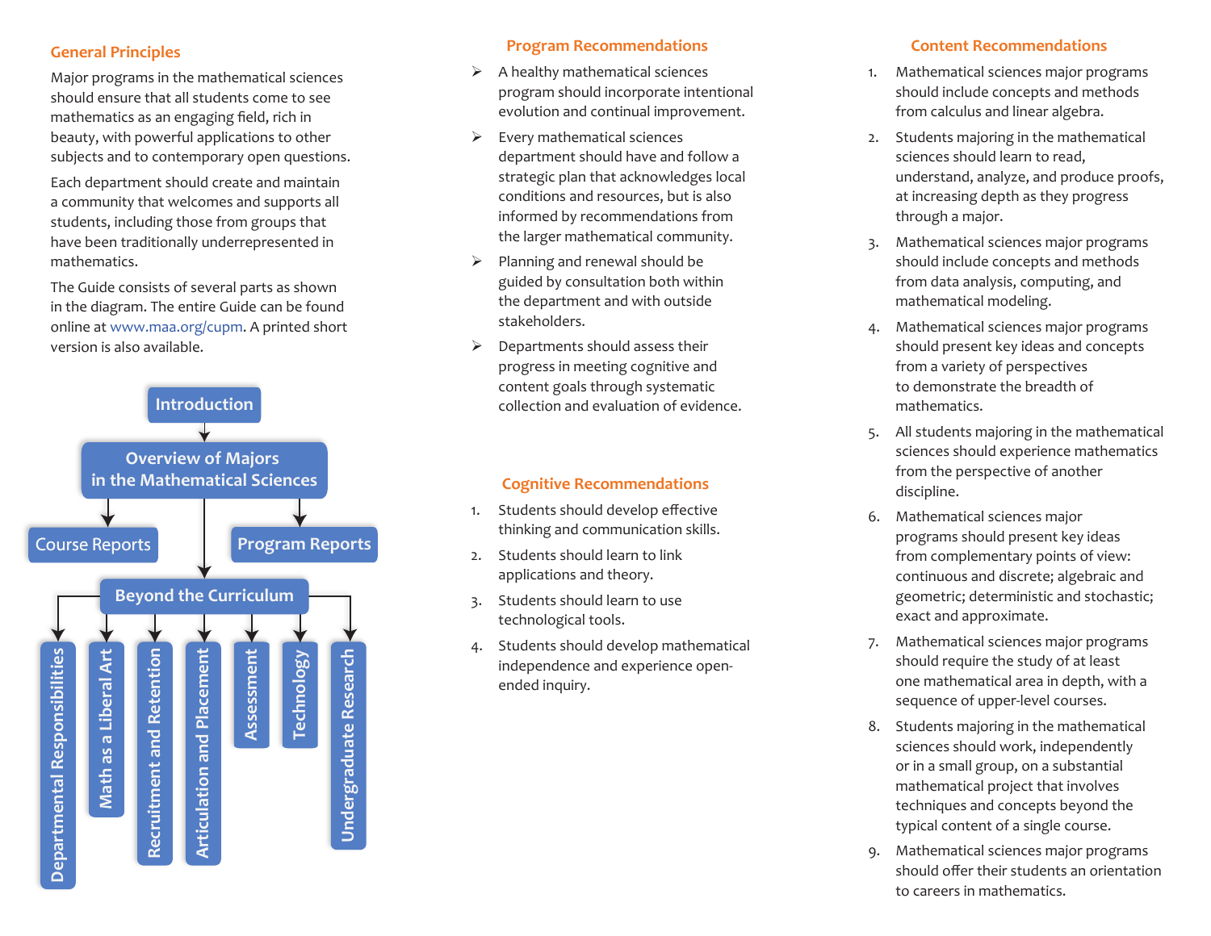## General Principles

Major programs in the mathematical sciences should ensure that all students come to see mathematics as an engaging field, rich in beauty, with powerful applications to other subjects and to contemporary open questions.

Each department should create and maintain a community that welcomes and supports all students, including those from groups that have been traditionally underrepresented in mathematics.

The Guide consists of several parts as shown in the diagram. The entire Guide can be found online at www.maa.org/cupm. A printed short version is also available.

Introduction

Overview of Majors in the Mathematical Sciences

Course Reports

Program Reports

Beyond the Curriculum

Departmental Responsibilities

Math as a Liberal Art

Recruitment and Retention

Articulation and Placement

Assessment

Technology

Undergraduate Research

## Program Recommendations

- A healthy mathematical sciences program should incorporate intentional evolution and continual improvement.
- Every mathematical sciences department should have and follow a strategic plan that acknowledges local conditions and resources, but is also informed by recommendations from the larger mathematical community.
- Planning and renewal should be guided by consultation both within the department and with outside stakeholders.
- Departments should assess their progress in meeting cognitive and content goals through systematic collection and evaluation of evidence.

## Cognitive Recommendations

1. Students should develop effective thinking and communication skills.
2. Students should learn to link applications and theory.
3. Students should learn to use technological tools.
4. Students should develop mathematical independence and experience open-ended inquiry.

## Content Recommendations

1. Mathematical sciences major programs should include concepts and methods from calculus and linear algebra.
2. Students majoring in the mathematical sciences should learn to read, understand, analyze, and produce proofs, at increasing depth as they progress through a major.
3. Mathematical sciences major programs should include concepts and methods from data analysis, computing, and mathematical modeling.
4. Mathematical sciences major programs should present key ideas and concepts from a variety of perspectives to demonstrate the breadth of mathematics.
5. All students majoring in the mathematical sciences should experience mathematics from the perspective of another discipline.
6. Mathematical sciences major programs should present key ideas from complementary points of view: continuous and discrete; algebraic and geometric; deterministic and stochastic; exact and approximate.
7. Mathematical sciences major programs should require the study of at least one mathematical area in depth, with a sequence of upper-level courses.
8. Students majoring in the mathematical sciences should work, independently or in a small group, on a substantial mathematical project that involves techniques and concepts beyond the typical content of a single course.
9. Mathematical sciences major programs should offer their students an orientation to careers in mathematics.